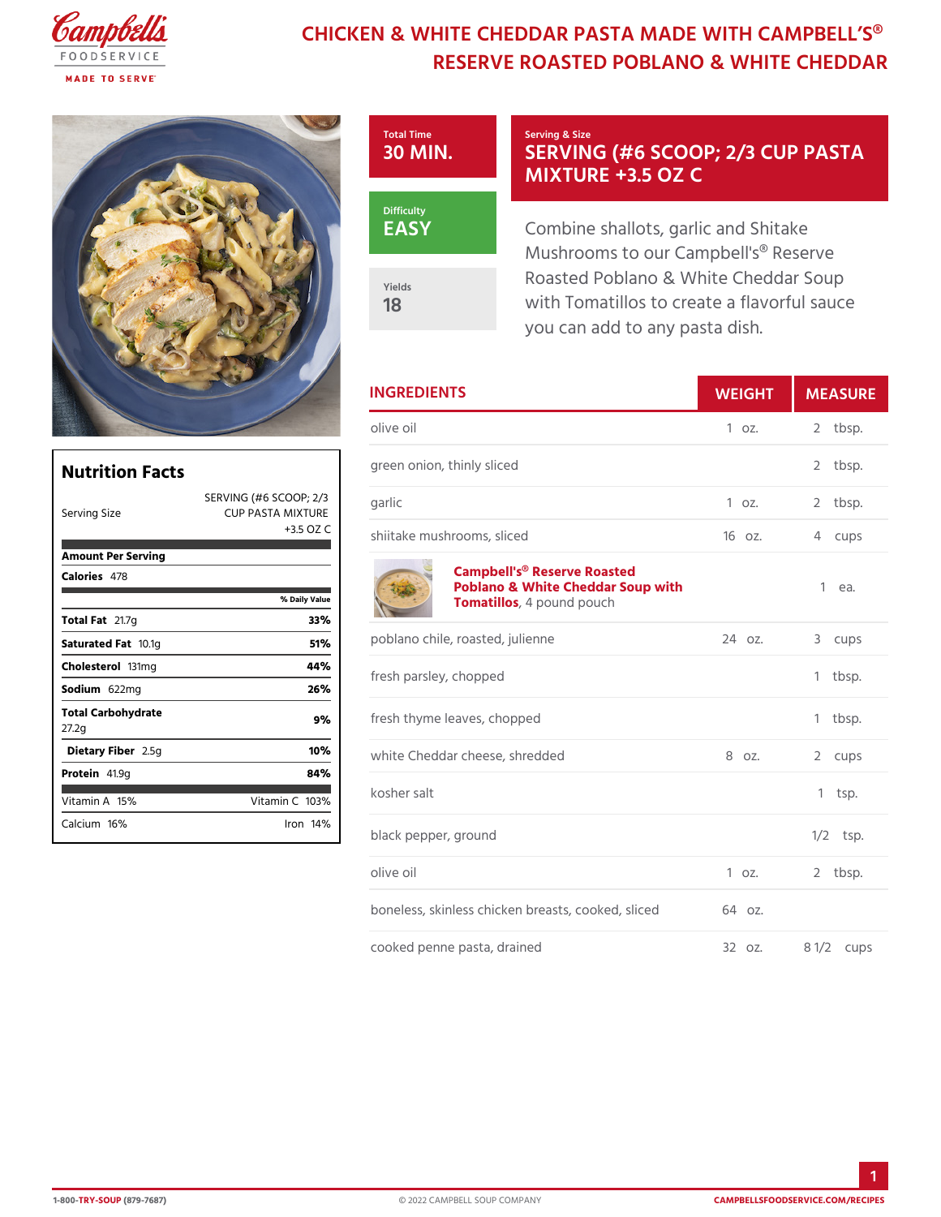# CHICKEN & WHITE CHEDDAR PASTA MADE WITH CAMPBELL'S® RESERVE ROASTED POBLANO & WHITE CHEDDAR

**Total Time**
30 MIN.

**Serving & Size**
SERVING (#6 SCOOP; 2/3 CUP PASTA MIXTURE +3.5 OZ C

**Difficulty**
EASY

**Yields**
18

Combine shallots, garlic and Shitake Mushrooms to our Campbell's® Reserve Roasted Poblano & White Cheddar Soup with Tomatillos to create a flavorful sauce you can add to any pasta dish.

## Nutrition Facts

| | |
|---|---|
| Serving Size | SERVING (#6 SCOOP; 2/3 CUP PASTA MIXTURE +3.5 OZ C |
| **Amount Per Serving** | |
| **Calories** 478 | |
| | % Daily Value |
| **Total Fat** 21.7g | 33% |
| **Saturated Fat** 10.1g | 51% |
| **Cholesterol** 131mg | 44% |
| **Sodium** 622mg | 26% |
| **Total Carbohydrate** 27.2g | 9% |
| **Dietary Fiber** 2.5g | 10% |
| **Protein** 41.9g | 84% |
| Vitamin A 15% | Vitamin C 103% |
| Calcium 16% | Iron 14% |

## INGREDIENTS

| Ingredient | WEIGHT | MEASURE |
|---|---|---|
| olive oil | 1 oz. | 2 tbsp. |
| green onion, thinly sliced | | 2 tbsp. |
| garlic | 1 oz. | 2 tbsp. |
| shiitake mushrooms, sliced | 16 oz. | 4 cups |
| **Campbell's® Reserve Roasted Poblano & White Cheddar Soup with Tomatillos**, 4 pound pouch | | 1 ea. |
| poblano chile, roasted, julienne | 24 oz. | 3 cups |
| fresh parsley, chopped | | 1 tbsp. |
| fresh thyme leaves, chopped | | 1 tbsp. |
| white Cheddar cheese, shredded | 8 oz. | 2 cups |
| kosher salt | | 1 tsp. |
| black pepper, ground | | 1/2 tsp. |
| olive oil | 1 oz. | 2 tbsp. |
| boneless, skinless chicken breasts, cooked, sliced | 64 oz. | |
| cooked penne pasta, drained | 32 oz. | 8 1/2 cups |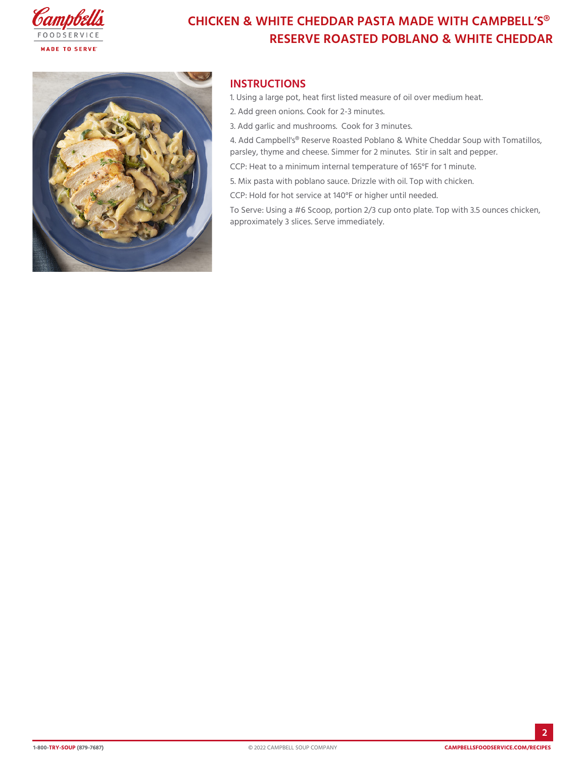# CHICKEN & WHITE CHEDDAR PASTA MADE WITH CAMPBELL'S® RESERVE ROASTED POBLANO & WHITE CHEDDAR

## INSTRUCTIONS

1. Using a large pot, heat first listed measure of oil over medium heat.
2. Add green onions. Cook for 2-3 minutes.
3. Add garlic and mushrooms. Cook for 3 minutes.
4. Add Campbell's® Reserve Roasted Poblano & White Cheddar Soup with Tomatillos, parsley, thyme and cheese. Simmer for 2 minutes. Stir in salt and pepper.

CCP: Heat to a minimum internal temperature of 165°F for 1 minute.

5. Mix pasta with poblano sauce. Drizzle with oil. Top with chicken.

CCP: Hold for hot service at 140°F or higher until needed.

To Serve: Using a #6 Scoop, portion 2/3 cup onto plate. Top with 3.5 ounces chicken, approximately 3 slices. Serve immediately.